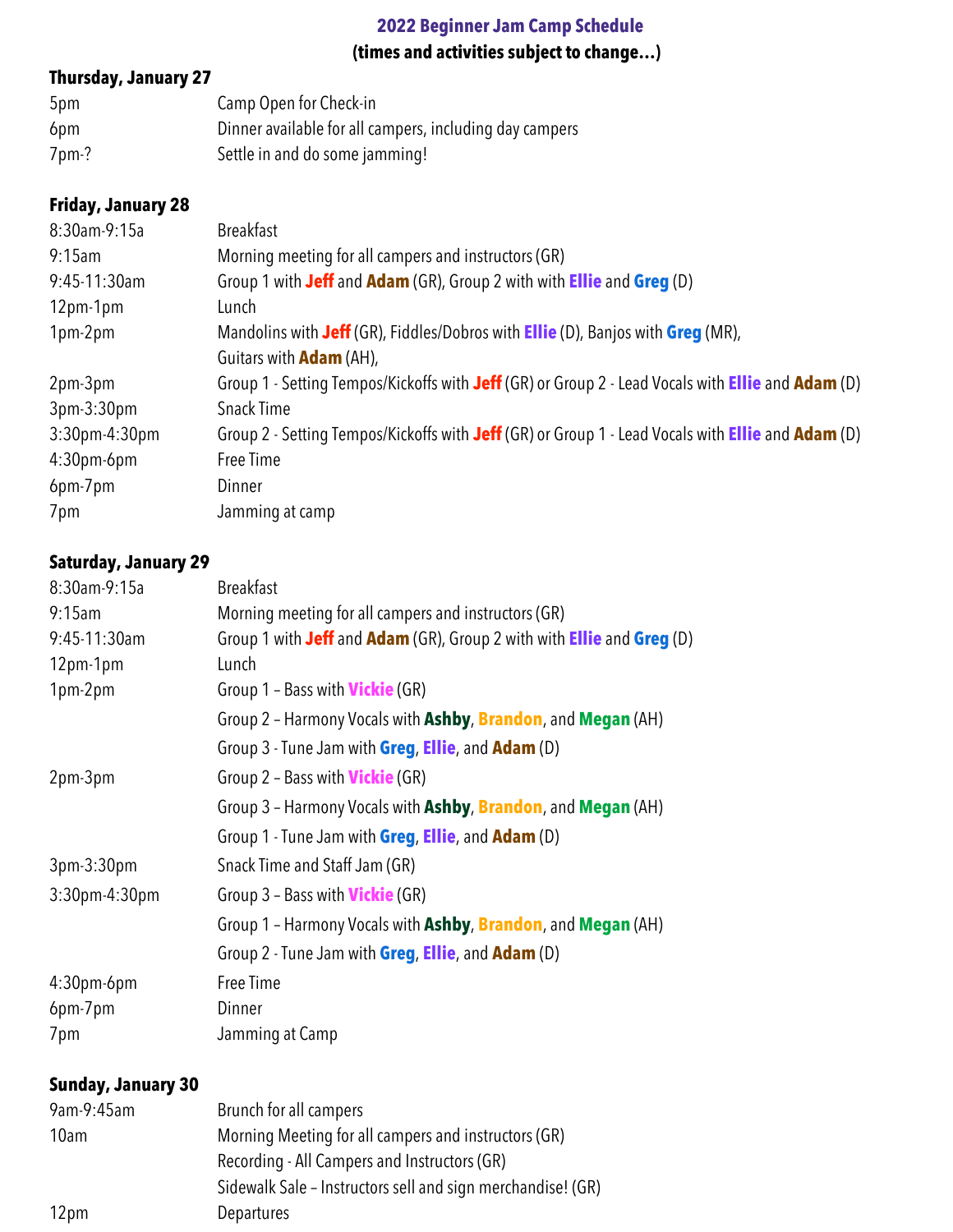# 2022 Beginner Jam Camp Schedule
**(times and activities subject to change...)**

### Thursday, January 27

| | |
|---|---|
| 5pm | Camp Open for Check-in |
| 6pm | Dinner available for all campers, including day campers |
| 7pm-? | Settle in and do some jamming! |

### Friday, January 28

| | |
|---|---|
| 8:30am-9:15a | Breakfast |
| 9:15am | Morning meeting for all campers and instructors (GR) |
| 9:45-11:30am | Group 1 with **Jeff** and **Adam** (GR), Group 2 with with **Ellie** and **Greg** (D) |
| 12pm-1pm | Lunch |
| 1pm-2pm | Mandolins with **Jeff** (GR), Fiddles/Dobros with **Ellie** (D), Banjos with **Greg** (MR), Guitars with **Adam** (AH), |
| 2pm-3pm | Group 1 - Setting Tempos/Kickoffs with **Jeff** (GR) or Group 2 - Lead Vocals with **Ellie** and **Adam** (D) |
| 3pm-3:30pm | Snack Time |
| 3:30pm-4:30pm | Group 2 - Setting Tempos/Kickoffs with **Jeff** (GR) or Group 1 - Lead Vocals with **Ellie** and **Adam** (D) |
| 4:30pm-6pm | Free Time |
| 6pm-7pm | Dinner |
| 7pm | Jamming at camp |

### Saturday, January 29

| | |
|---|---|
| 8:30am-9:15a | Breakfast |
| 9:15am | Morning meeting for all campers and instructors (GR) |
| 9:45-11:30am | Group 1 with **Jeff** and **Adam** (GR), Group 2 with with **Ellie** and **Greg** (D) |
| 12pm-1pm | Lunch |
| 1pm-2pm | Group 1 – Bass with **Vickie** (GR) |
| | Group 2 – Harmony Vocals with **Ashby**, **Brandon**, and **Megan** (AH) |
| | Group 3 - Tune Jam with **Greg**, **Ellie**, and **Adam** (D) |
| 2pm-3pm | Group 2 – Bass with **Vickie** (GR) |
| | Group 3 – Harmony Vocals with **Ashby**, **Brandon**, and **Megan** (AH) |
| | Group 1 - Tune Jam with **Greg**, **Ellie**, and **Adam** (D) |
| 3pm-3:30pm | Snack Time and Staff Jam (GR) |
| 3:30pm-4:30pm | Group 3 – Bass with **Vickie** (GR) |
| | Group 1 – Harmony Vocals with **Ashby**, **Brandon**, and **Megan** (AH) |
| | Group 2 - Tune Jam with **Greg**, **Ellie**, and **Adam** (D) |
| 4:30pm-6pm | Free Time |
| 6pm-7pm | Dinner |
| 7pm | Jamming at Camp |

### Sunday, January 30

| | |
|---|---|
| 9am-9:45am | Brunch for all campers |
| 10am | Morning Meeting for all campers and instructors (GR) |
| | Recording - All Campers and Instructors (GR) |
| | Sidewalk Sale – Instructors sell and sign merchandise! (GR) |
| 12pm | Departures |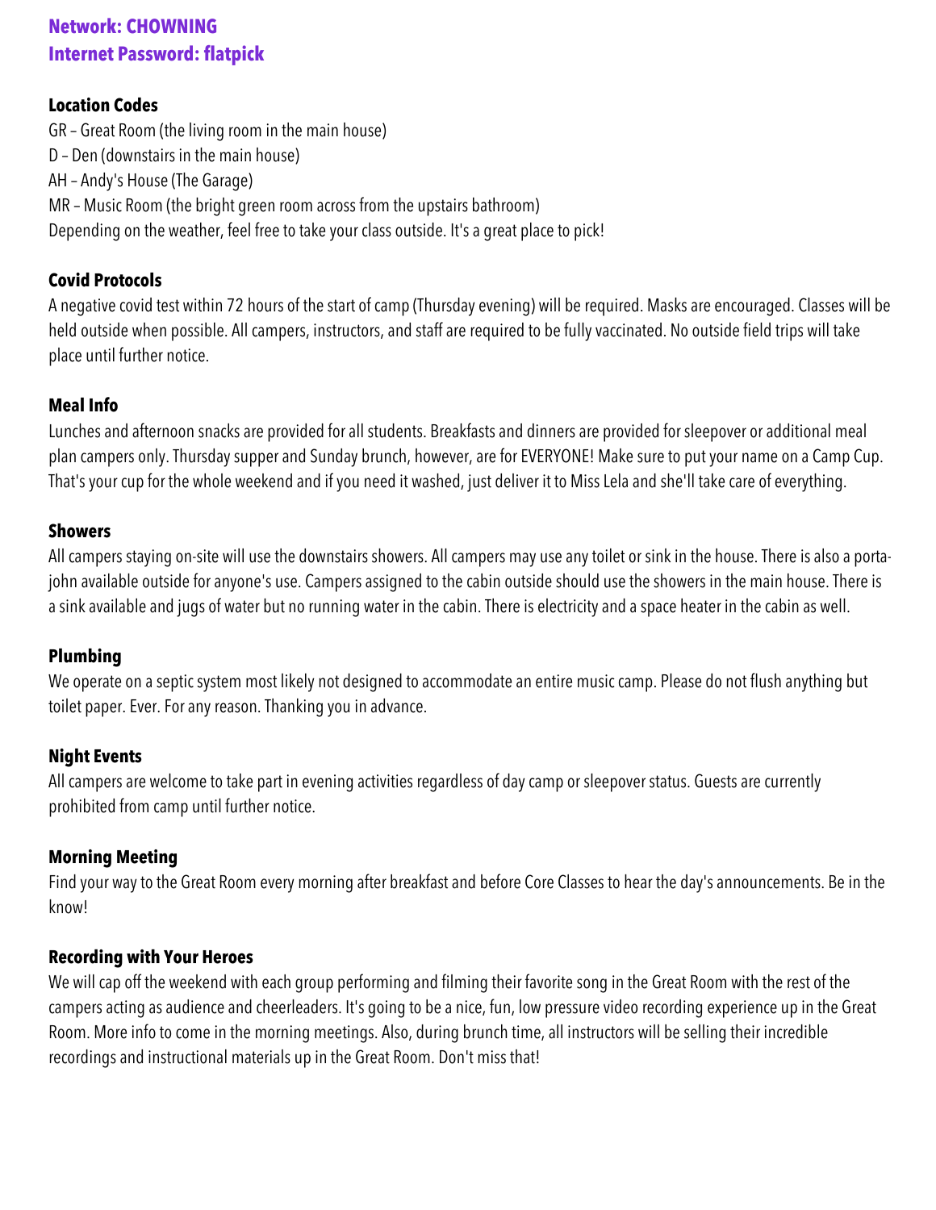**Network: CHOWNING**
**Internet Password: flatpick**

### Location Codes

GR – Great Room (the living room in the main house)
D – Den (downstairs in the main house)
AH – Andy's House (The Garage)
MR – Music Room (the bright green room across from the upstairs bathroom)
Depending on the weather, feel free to take your class outside. It's a great place to pick!

### Covid Protocols

A negative covid test within 72 hours of the start of camp (Thursday evening) will be required. Masks are encouraged. Classes will be held outside when possible. All campers, instructors, and staff are required to be fully vaccinated. No outside field trips will take place until further notice.

### Meal Info

Lunches and afternoon snacks are provided for all students. Breakfasts and dinners are provided for sleepover or additional meal plan campers only. Thursday supper and Sunday brunch, however, are for EVERYONE! Make sure to put your name on a Camp Cup. That's your cup for the whole weekend and if you need it washed, just deliver it to Miss Lela and she'll take care of everything.

### Showers

All campers staying on-site will use the downstairs showers. All campers may use any toilet or sink in the house. There is also a porta-john available outside for anyone's use. Campers assigned to the cabin outside should use the showers in the main house. There is a sink available and jugs of water but no running water in the cabin. There is electricity and a space heater in the cabin as well.

### Plumbing

We operate on a septic system most likely not designed to accommodate an entire music camp. Please do not flush anything but toilet paper. Ever. For any reason. Thanking you in advance.

### Night Events

All campers are welcome to take part in evening activities regardless of day camp or sleepover status. Guests are currently prohibited from camp until further notice.

### Morning Meeting

Find your way to the Great Room every morning after breakfast and before Core Classes to hear the day's announcements. Be in the know!

### Recording with Your Heroes

We will cap off the weekend with each group performing and filming their favorite song in the Great Room with the rest of the campers acting as audience and cheerleaders. It's going to be a nice, fun, low pressure video recording experience up in the Great Room. More info to come in the morning meetings. Also, during brunch time, all instructors will be selling their incredible recordings and instructional materials up in the Great Room. Don't miss that!